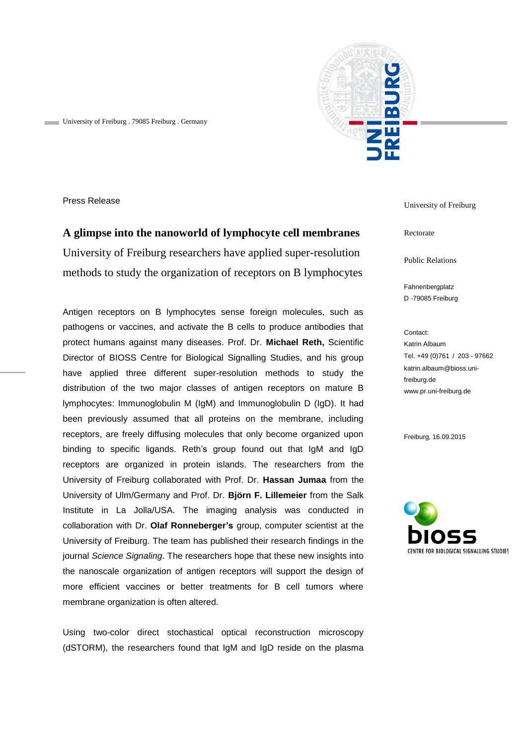University of Freiburg . 79085 Freiburg . Germany

Press Release

University of Freiburg

Rectorate

Public Relations

Fahnenbergplatz
D -79085 Freiburg

Contact:
Katrin Albaum
Tel. +49 (0)761 / 203 - 97662
katrin.albaum@bioss.uni-freiburg.de
www.pr.uni-freiburg.de

Freiburg, 16.09.2015

# A glimpse into the nanoworld of lymphocyte cell membranes

University of Freiburg researchers have applied super-resolution methods to study the organization of receptors on B lymphocytes

Antigen receptors on B lymphocytes sense foreign molecules, such as pathogens or vaccines, and activate the B cells to produce antibodies that protect humans against many diseases. Prof. Dr. **Michael Reth,** Scientific Director of BIOSS Centre for Biological Signalling Studies, and his group have applied three different super-resolution methods to study the distribution of the two major classes of antigen receptors on mature B lymphocytes: Immunoglobulin M (IgM) and Immunoglobulin D (IgD). It had been previously assumed that all proteins on the membrane, including receptors, are freely diffusing molecules that only become organized upon binding to specific ligands. Reth's group found out that IgM and IgD receptors are organized in protein islands. The researchers from the University of Freiburg collaborated with Prof. Dr. **Hassan Jumaa** from the University of Ulm/Germany and Prof. Dr. **Björn F. Lillemeier** from the Salk Institute in La Jolla/USA. The imaging analysis was conducted in collaboration with Dr. **Olaf Ronneberger's** group, computer scientist at the University of Freiburg. The team has published their research findings in the journal *Science Signaling*. The researchers hope that these new insights into the nanoscale organization of antigen receptors will support the design of more efficient vaccines or better treatments for B cell tumors where membrane organization is often altered.

Using two-color direct stochastical optical reconstruction microscopy (dSTORM), the researchers found that IgM and IgD reside on the plasma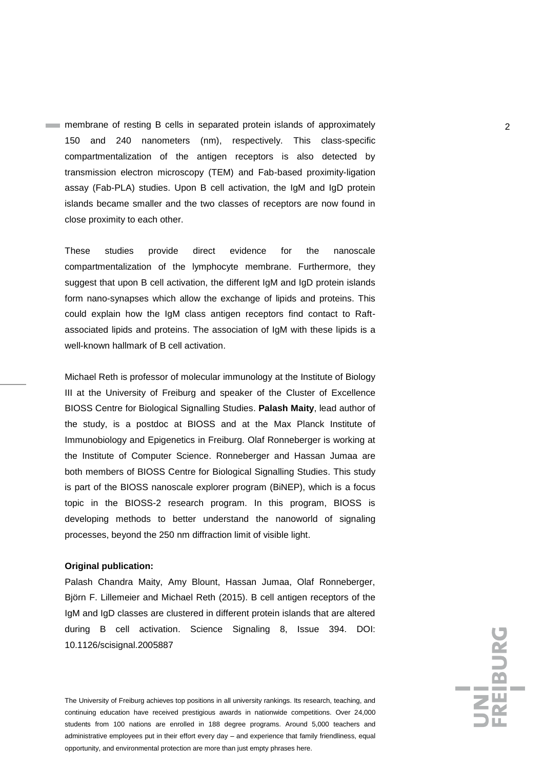membrane of resting B cells in separated protein islands of approximately 150 and 240 nanometers (nm), respectively. This class-specific compartmentalization of the antigen receptors is also detected by transmission electron microscopy (TEM) and Fab-based proximity-ligation assay (Fab-PLA) studies. Upon B cell activation, the IgM and IgD protein islands became smaller and the two classes of receptors are now found in close proximity to each other.

These studies provide direct evidence for the nanoscale compartmentalization of the lymphocyte membrane. Furthermore, they suggest that upon B cell activation, the different IgM and IgD protein islands form nano-synapses which allow the exchange of lipids and proteins. This could explain how the IgM class antigen receptors find contact to Raft-associated lipids and proteins. The association of IgM with these lipids is a well-known hallmark of B cell activation.

Michael Reth is professor of molecular immunology at the Institute of Biology III at the University of Freiburg and speaker of the Cluster of Excellence BIOSS Centre for Biological Signalling Studies. **Palash Maity**, lead author of the study, is a postdoc at BIOSS and at the Max Planck Institute of Immunobiology and Epigenetics in Freiburg. Olaf Ronneberger is working at the Institute of Computer Science. Ronneberger and Hassan Jumaa are both members of BIOSS Centre for Biological Signalling Studies. This study is part of the BIOSS nanoscale explorer program (BiNEP), which is a focus topic in the BIOSS-2 research program. In this program, BIOSS is developing methods to better understand the nanoworld of signaling processes, beyond the 250 nm diffraction limit of visible light.

**Original publication:**

Palash Chandra Maity, Amy Blount, Hassan Jumaa, Olaf Ronneberger, Björn F. Lillemeier and Michael Reth (2015). B cell antigen receptors of the IgM and IgD classes are clustered in different protein islands that are altered during B cell activation. Science Signaling 8, Issue 394. DOI: 10.1126/scisignal.2005887

The University of Freiburg achieves top positions in all university rankings. Its research, teaching, and continuing education have received prestigious awards in nationwide competitions. Over 24,000 students from 100 nations are enrolled in 188 degree programs. Around 5,000 teachers and administrative employees put in their effort every day – and experience that family friendliness, equal opportunity, and environmental protection are more than just empty phrases here.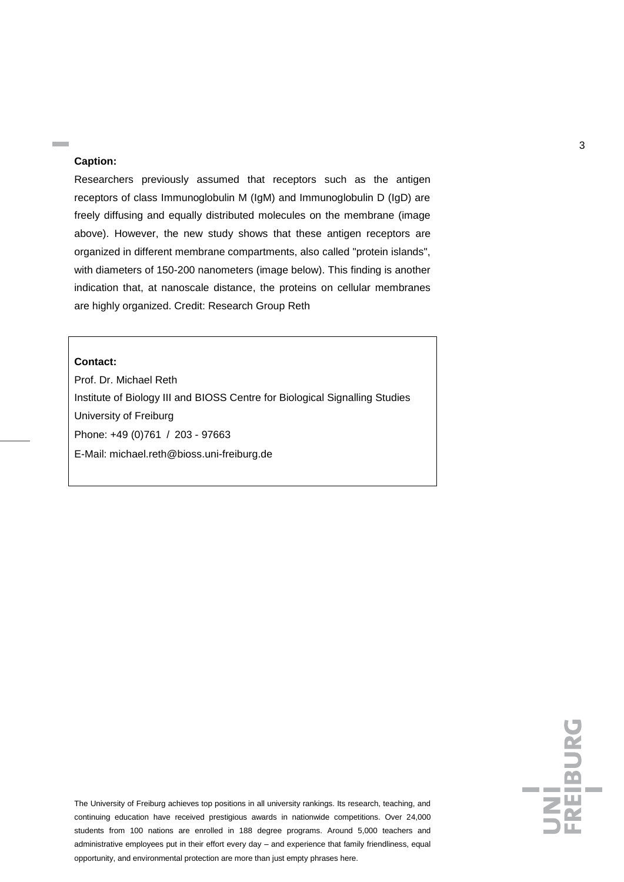**Caption:**

Researchers previously assumed that receptors such as the antigen receptors of class Immunoglobulin M (IgM) and Immunoglobulin D (IgD) are freely diffusing and equally distributed molecules on the membrane (image above). However, the new study shows that these antigen receptors are organized in different membrane compartments, also called "protein islands", with diameters of 150-200 nanometers (image below). This finding is another indication that, at nanoscale distance, the proteins on cellular membranes are highly organized. Credit: Research Group Reth

**Contact:**

Prof. Dr. Michael Reth
Institute of Biology III and BIOSS Centre for Biological Signalling Studies
University of Freiburg
Phone: +49 (0)761 / 203 - 97663
E-Mail: michael.reth@bioss.uni-freiburg.de

The University of Freiburg achieves top positions in all university rankings. Its research, teaching, and continuing education have received prestigious awards in nationwide competitions. Over 24,000 students from 100 nations are enrolled in 188 degree programs. Around 5,000 teachers and administrative employees put in their effort every day – and experience that family friendliness, equal opportunity, and environmental protection are more than just empty phrases here.